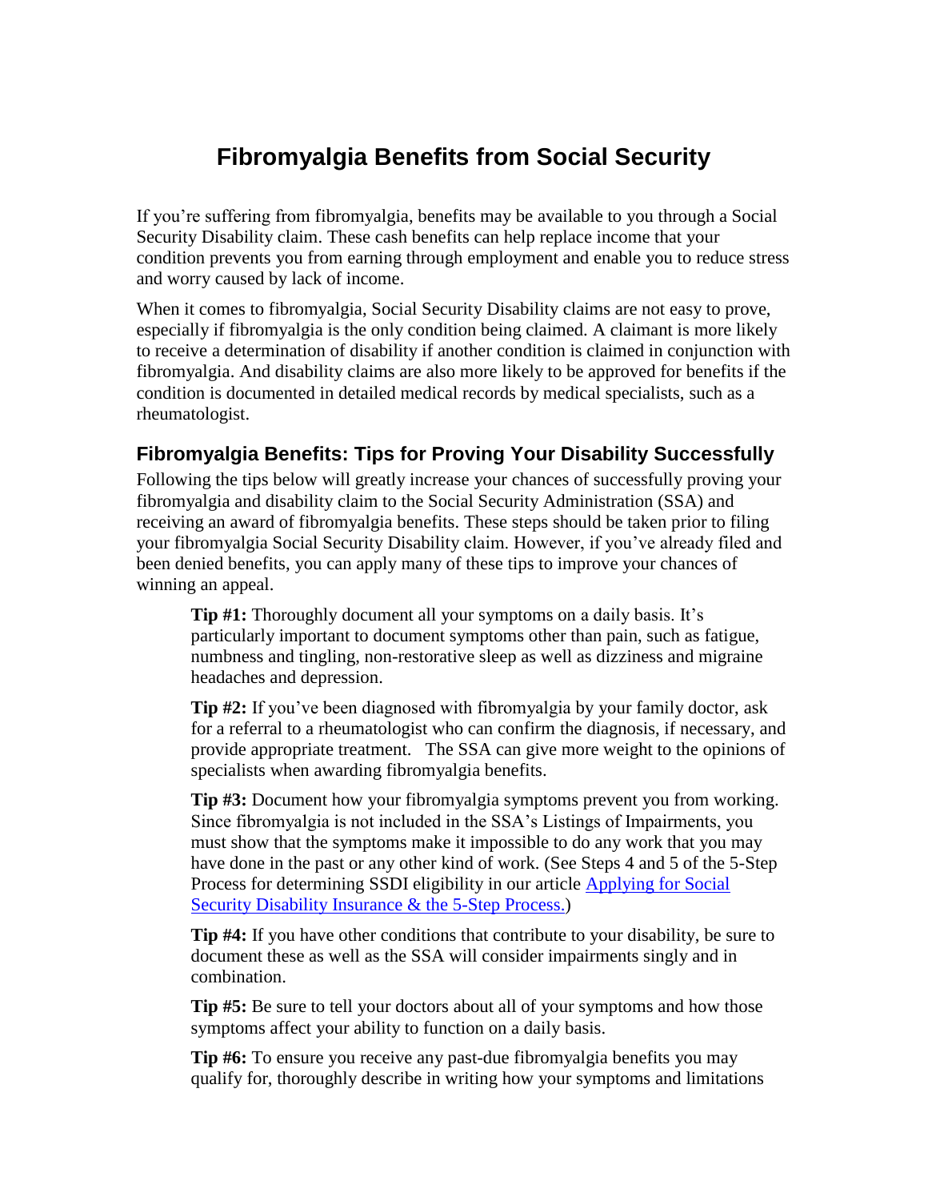# Fibromyalgia Benefits from Social Security

If you're suffering from fibromyalgia, benefits may be available to you through a Social Security Disability claim. These cash benefits can help replace income that your condition prevents you from earning through employment and enable you to reduce stress and worry caused by lack of income.

When it comes to fibromyalgia, Social Security Disability claims are not easy to prove, especially if fibromyalgia is the only condition being claimed. A claimant is more likely to receive a determination of disability if another condition is claimed in conjunction with fibromyalgia. And disability claims are also more likely to be approved for benefits if the condition is documented in detailed medical records by medical specialists, such as a rheumatologist.

## Fibromyalgia Benefits: Tips for Proving Your Disability Successfully

Following the tips below will greatly increase your chances of successfully proving your fibromyalgia and disability claim to the Social Security Administration (SSA) and receiving an award of fibromyalgia benefits. These steps should be taken prior to filing your fibromyalgia Social Security Disability claim. However, if you've already filed and been denied benefits, you can apply many of these tips to improve your chances of winning an appeal.

**Tip #1:** Thoroughly document all your symptoms on a daily basis. It's particularly important to document symptoms other than pain, such as fatigue, numbness and tingling, non-restorative sleep as well as dizziness and migraine headaches and depression.

**Tip #2:** If you've been diagnosed with fibromyalgia by your family doctor, ask for a referral to a rheumatologist who can confirm the diagnosis, if necessary, and provide appropriate treatment. The SSA can give more weight to the opinions of specialists when awarding fibromyalgia benefits.

**Tip #3:** Document how your fibromyalgia symptoms prevent you from working. Since fibromyalgia is not included in the SSA's Listings of Impairments, you must show that the symptoms make it impossible to do any work that you may have done in the past or any other kind of work. (See Steps 4 and 5 of the 5-Step Process for determining SSDI eligibility in our article [Applying for Social Security Disability Insurance & the 5-Step Process.](#))

**Tip #4:** If you have other conditions that contribute to your disability, be sure to document these as well as the SSA will consider impairments singly and in combination.

**Tip #5:** Be sure to tell your doctors about all of your symptoms and how those symptoms affect your ability to function on a daily basis.

**Tip #6:** To ensure you receive any past-due fibromyalgia benefits you may qualify for, thoroughly describe in writing how your symptoms and limitations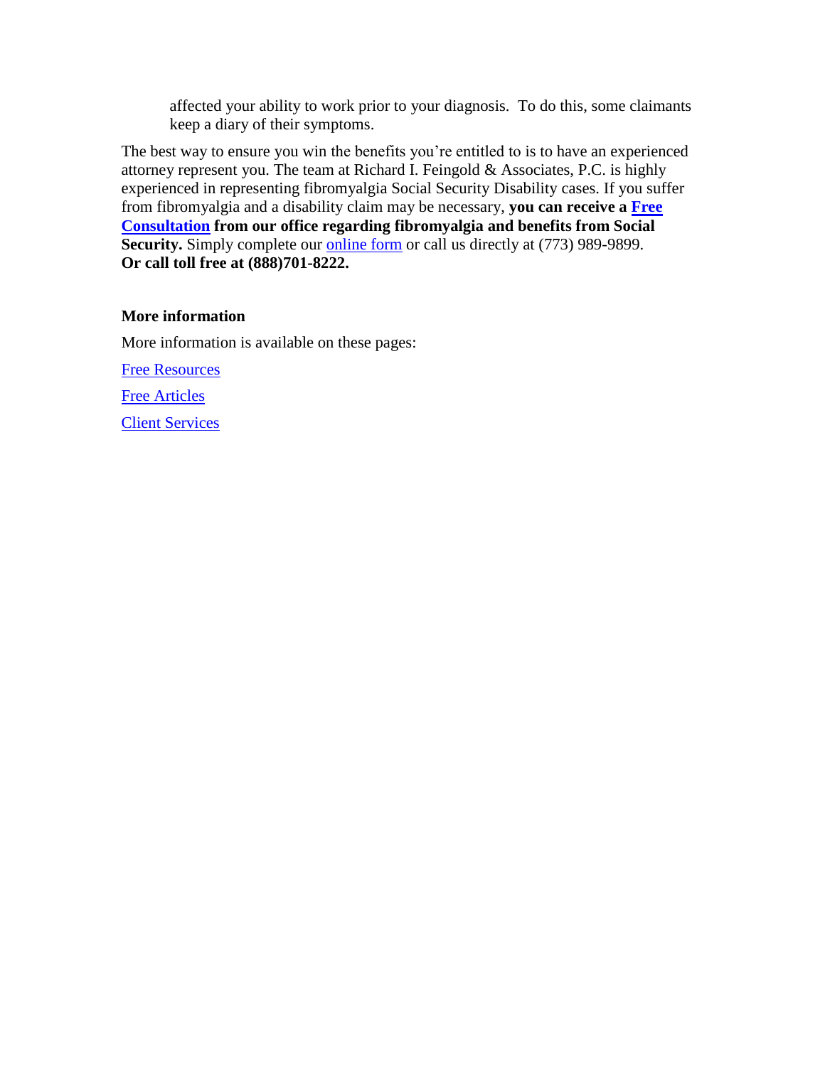affected your ability to work prior to your diagnosis. To do this, some claimants keep a diary of their symptoms.

The best way to ensure you win the benefits you're entitled to is to have an experienced attorney represent you. The team at Richard I. Feingold & Associates, P.C. is highly experienced in representing fibromyalgia Social Security Disability cases. If you suffer from fibromyalgia and a disability claim may be necessary, **you can receive a Free Consultation from our office regarding fibromyalgia and benefits from Social Security.** Simply complete our online form or call us directly at (773) 989-9899.
**Or call toll free at (888)701-8222.**

**More information**

More information is available on these pages:

Free Resources

Free Articles

Client Services